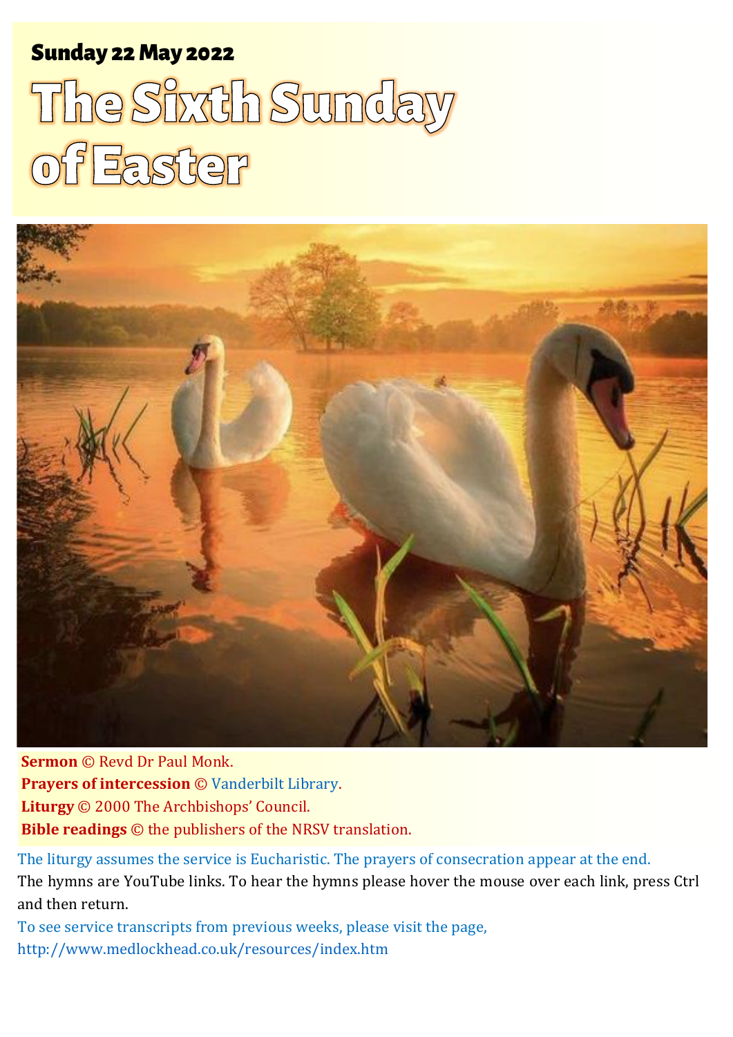**Sunday 22 May 2022**

# The Sixth Sunday of Easter

**Sermon** © Revd Dr Paul Monk.
**Prayers of intercession** © Vanderbilt Library.
**Liturgy** © 2000 The Archbishops' Council.
**Bible readings** © the publishers of the NRSV translation.

The liturgy assumes the service is Eucharistic. The prayers of consecration appear at the end.

The hymns are YouTube links. To hear the hymns please hover the mouse over each link, press Ctrl and then return.

To see service transcripts from previous weeks, please visit the page,
http://www.medlockhead.co.uk/resources/index.htm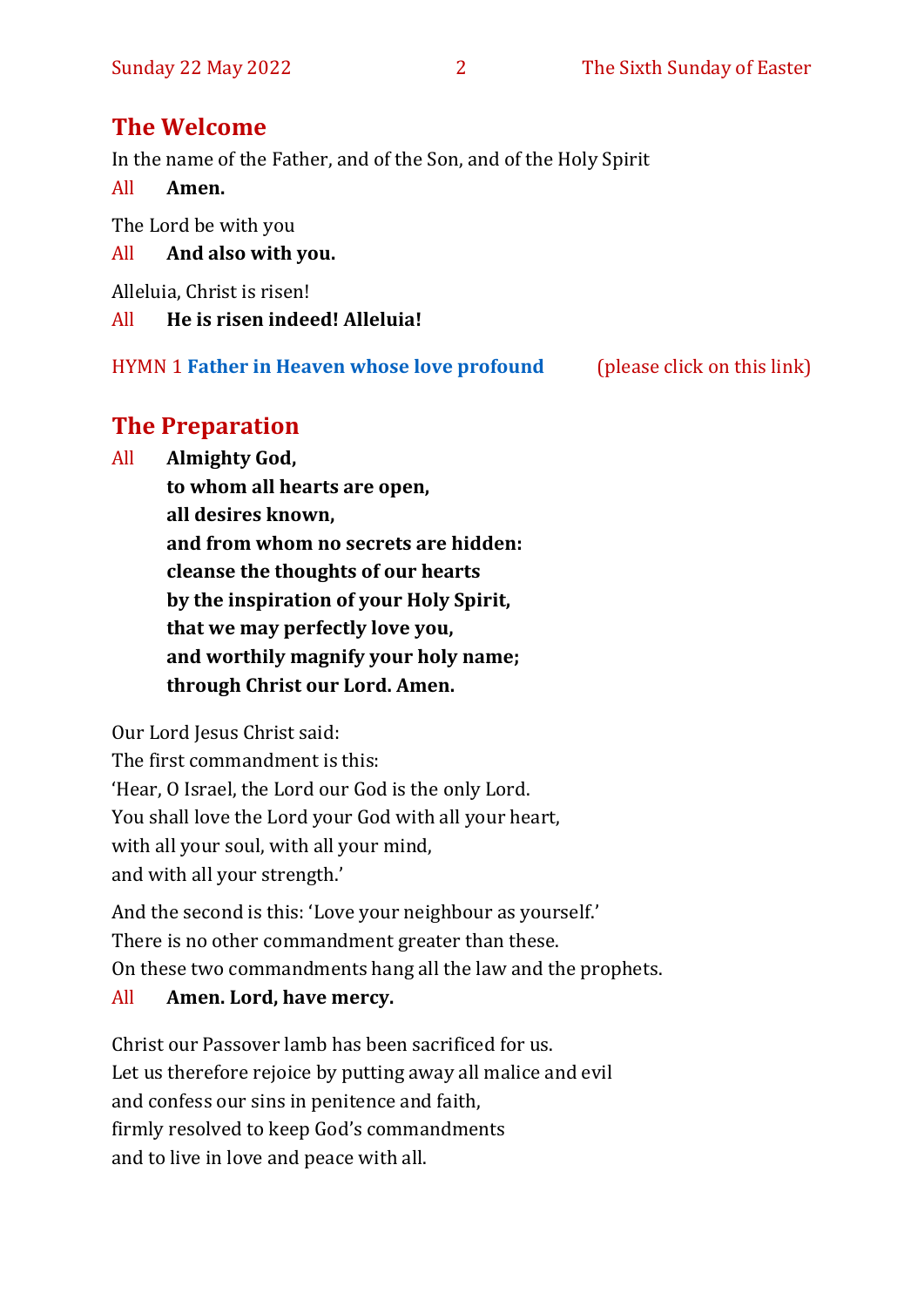## The Welcome

In the name of the Father, and of the Son, and of the Holy Spirit

All **Amen.**

The Lord be with you

All **And also with you.**

Alleluia, Christ is risen!

All **He is risen indeed! Alleluia!**

HYMN 1 **Father in Heaven whose love profound** (please click on this link)

## The Preparation

All **Almighty God,**
**to whom all hearts are open,**
**all desires known,**
**and from whom no secrets are hidden:**
**cleanse the thoughts of our hearts**
**by the inspiration of your Holy Spirit,**
**that we may perfectly love you,**
**and worthily magnify your holy name;**
**through Christ our Lord. Amen.**

Our Lord Jesus Christ said:
The first commandment is this:
'Hear, O Israel, the Lord our God is the only Lord.
You shall love the Lord your God with all your heart,
with all your soul, with all your mind,
and with all your strength.'

And the second is this: 'Love your neighbour as yourself.'
There is no other commandment greater than these.
On these two commandments hang all the law and the prophets.

All **Amen. Lord, have mercy.**

Christ our Passover lamb has been sacrificed for us.
Let us therefore rejoice by putting away all malice and evil
and confess our sins in penitence and faith,
firmly resolved to keep God's commandments
and to live in love and peace with all.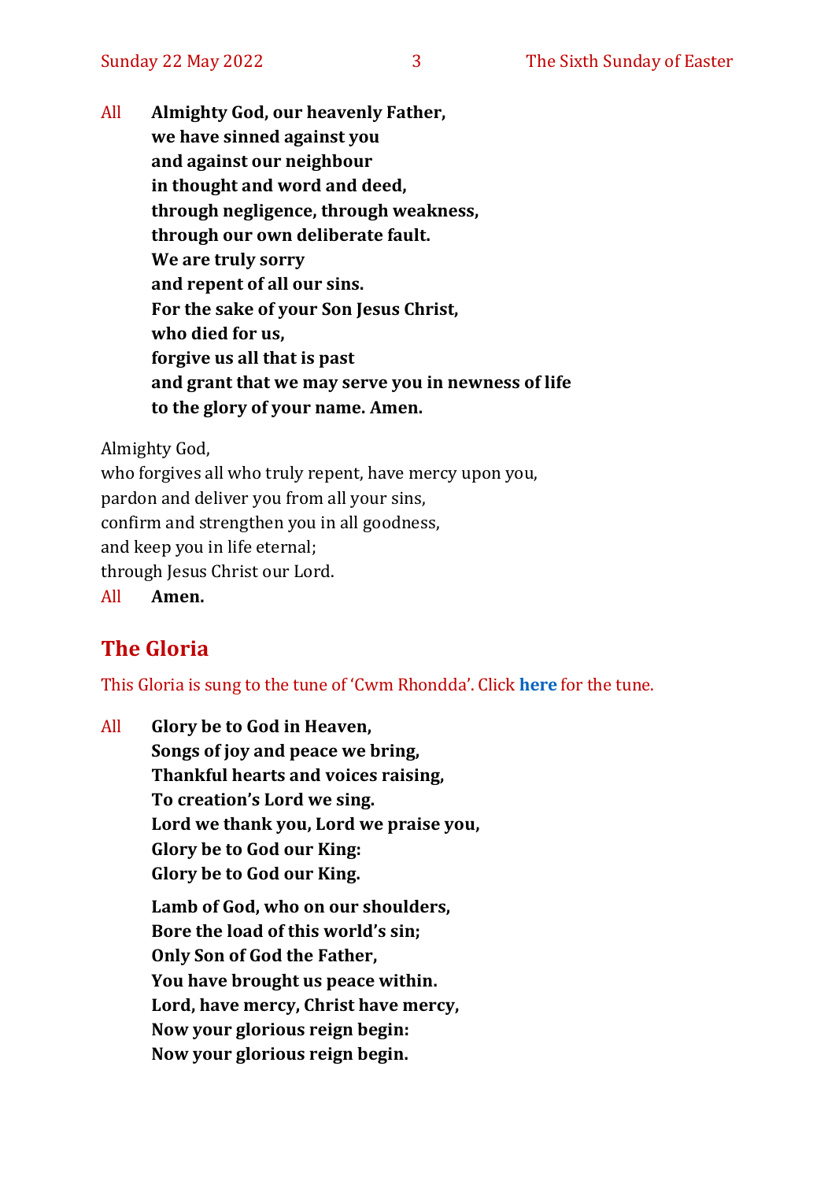All **Almighty God, our heavenly Father,**
**we have sinned against you**
**and against our neighbour**
**in thought and word and deed,**
**through negligence, through weakness,**
**through our own deliberate fault.**
**We are truly sorry**
**and repent of all our sins.**
**For the sake of your Son Jesus Christ,**
**who died for us,**
**forgive us all that is past**
**and grant that we may serve you in newness of life**
**to the glory of your name. Amen.**

Almighty God,
who forgives all who truly repent, have mercy upon you,
pardon and deliver you from all your sins,
confirm and strengthen you in all goodness,
and keep you in life eternal;
through Jesus Christ our Lord.

All **Amen.**

## The Gloria

This Gloria is sung to the tune of 'Cwm Rhondda'. Click **here** for the tune.

All **Glory be to God in Heaven,**
**Songs of joy and peace we bring,**
**Thankful hearts and voices raising,**
**To creation's Lord we sing.**
**Lord we thank you, Lord we praise you,**
**Glory be to God our King:**
**Glory be to God our King.**

**Lamb of God, who on our shoulders,**
**Bore the load of this world's sin;**
**Only Son of God the Father,**
**You have brought us peace within.**
**Lord, have mercy, Christ have mercy,**
**Now your glorious reign begin:**
**Now your glorious reign begin.**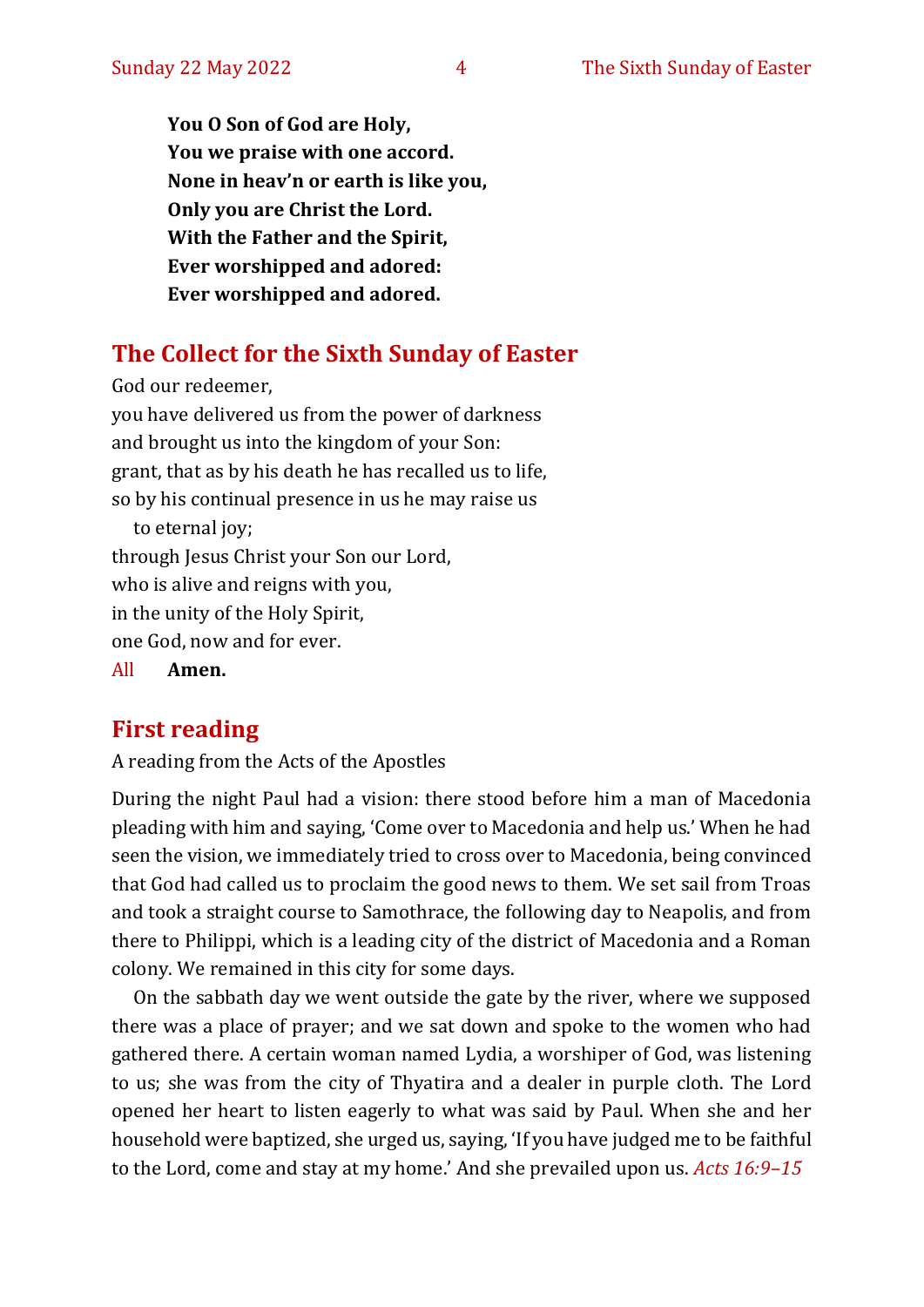**You O Son of God are Holy,**
**You we praise with one accord.**
**None in heav'n or earth is like you,**
**Only you are Christ the Lord.**
**With the Father and the Spirit,**
**Ever worshipped and adored:**
**Ever worshipped and adored.**

## The Collect for the Sixth Sunday of Easter

God our redeemer,
you have delivered us from the power of darkness
and brought us into the kingdom of your Son:
grant, that as by his death he has recalled us to life,
so by his continual presence in us he may raise us
to eternal joy;
through Jesus Christ your Son our Lord,
who is alive and reigns with you,
in the unity of the Holy Spirit,
one God, now and for ever.

All **Amen.**

## First reading

A reading from the Acts of the Apostles

During the night Paul had a vision: there stood before him a man of Macedonia pleading with him and saying, 'Come over to Macedonia and help us.' When he had seen the vision, we immediately tried to cross over to Macedonia, being convinced that God had called us to proclaim the good news to them. We set sail from Troas and took a straight course to Samothrace, the following day to Neapolis, and from there to Philippi, which is a leading city of the district of Macedonia and a Roman colony. We remained in this city for some days.

On the sabbath day we went outside the gate by the river, where we supposed there was a place of prayer; and we sat down and spoke to the women who had gathered there. A certain woman named Lydia, a worshiper of God, was listening to us; she was from the city of Thyatira and a dealer in purple cloth. The Lord opened her heart to listen eagerly to what was said by Paul. When she and her household were baptized, she urged us, saying, 'If you have judged me to be faithful to the Lord, come and stay at my home.' And she prevailed upon us. *Acts 16:9–15*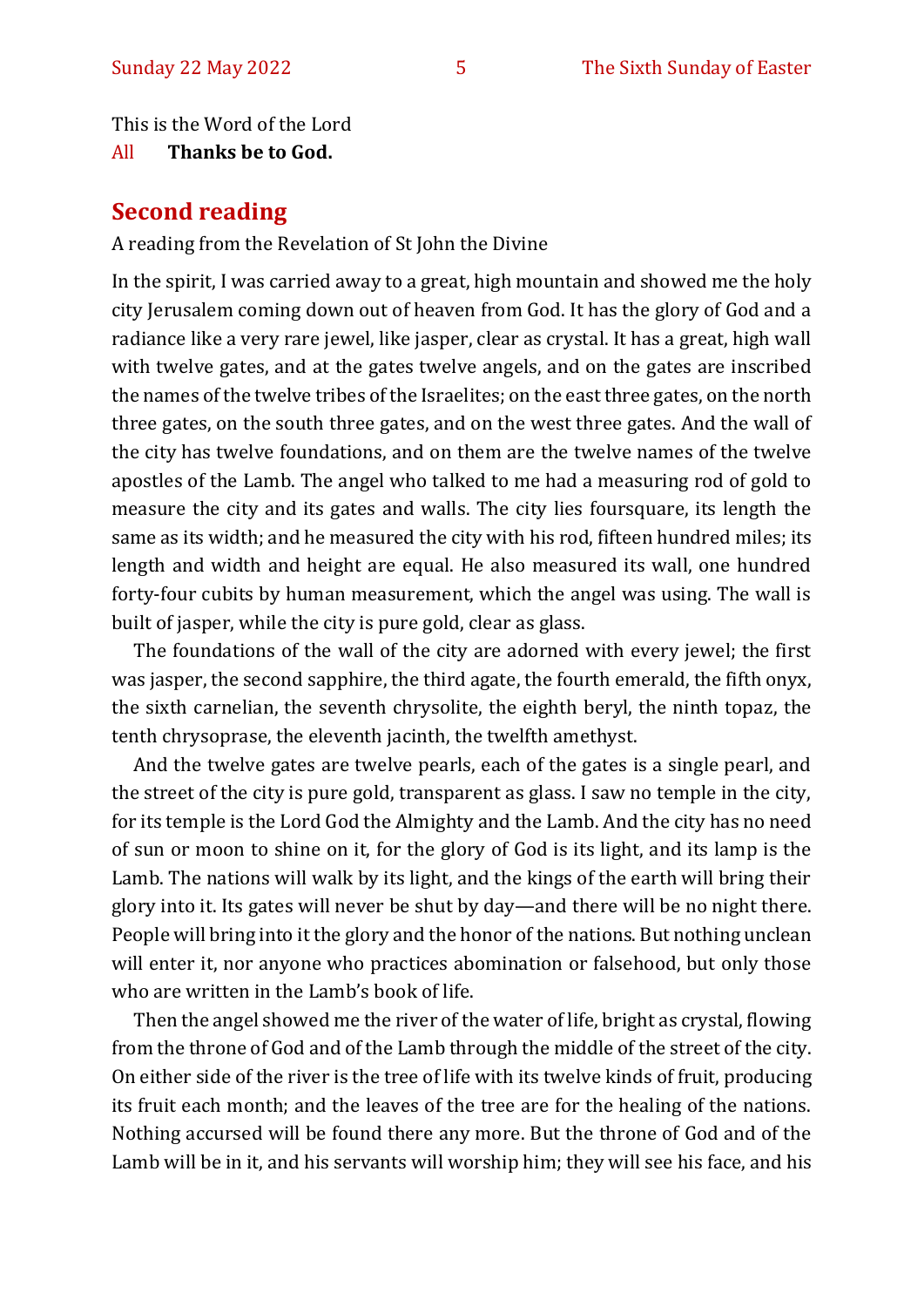This is the Word of the Lord

All **Thanks be to God.**

## Second reading

A reading from the Revelation of St John the Divine

In the spirit, I was carried away to a great, high mountain and showed me the holy city Jerusalem coming down out of heaven from God. It has the glory of God and a radiance like a very rare jewel, like jasper, clear as crystal. It has a great, high wall with twelve gates, and at the gates twelve angels, and on the gates are inscribed the names of the twelve tribes of the Israelites; on the east three gates, on the north three gates, on the south three gates, and on the west three gates. And the wall of the city has twelve foundations, and on them are the twelve names of the twelve apostles of the Lamb. The angel who talked to me had a measuring rod of gold to measure the city and its gates and walls. The city lies foursquare, its length the same as its width; and he measured the city with his rod, fifteen hundred miles; its length and width and height are equal. He also measured its wall, one hundred forty-four cubits by human measurement, which the angel was using. The wall is built of jasper, while the city is pure gold, clear as glass.

The foundations of the wall of the city are adorned with every jewel; the first was jasper, the second sapphire, the third agate, the fourth emerald, the fifth onyx, the sixth carnelian, the seventh chrysolite, the eighth beryl, the ninth topaz, the tenth chrysoprase, the eleventh jacinth, the twelfth amethyst.

And the twelve gates are twelve pearls, each of the gates is a single pearl, and the street of the city is pure gold, transparent as glass. I saw no temple in the city, for its temple is the Lord God the Almighty and the Lamb. And the city has no need of sun or moon to shine on it, for the glory of God is its light, and its lamp is the Lamb. The nations will walk by its light, and the kings of the earth will bring their glory into it. Its gates will never be shut by day—and there will be no night there. People will bring into it the glory and the honor of the nations. But nothing unclean will enter it, nor anyone who practices abomination or falsehood, but only those who are written in the Lamb's book of life.

Then the angel showed me the river of the water of life, bright as crystal, flowing from the throne of God and of the Lamb through the middle of the street of the city. On either side of the river is the tree of life with its twelve kinds of fruit, producing its fruit each month; and the leaves of the tree are for the healing of the nations. Nothing accursed will be found there any more. But the throne of God and of the Lamb will be in it, and his servants will worship him; they will see his face, and his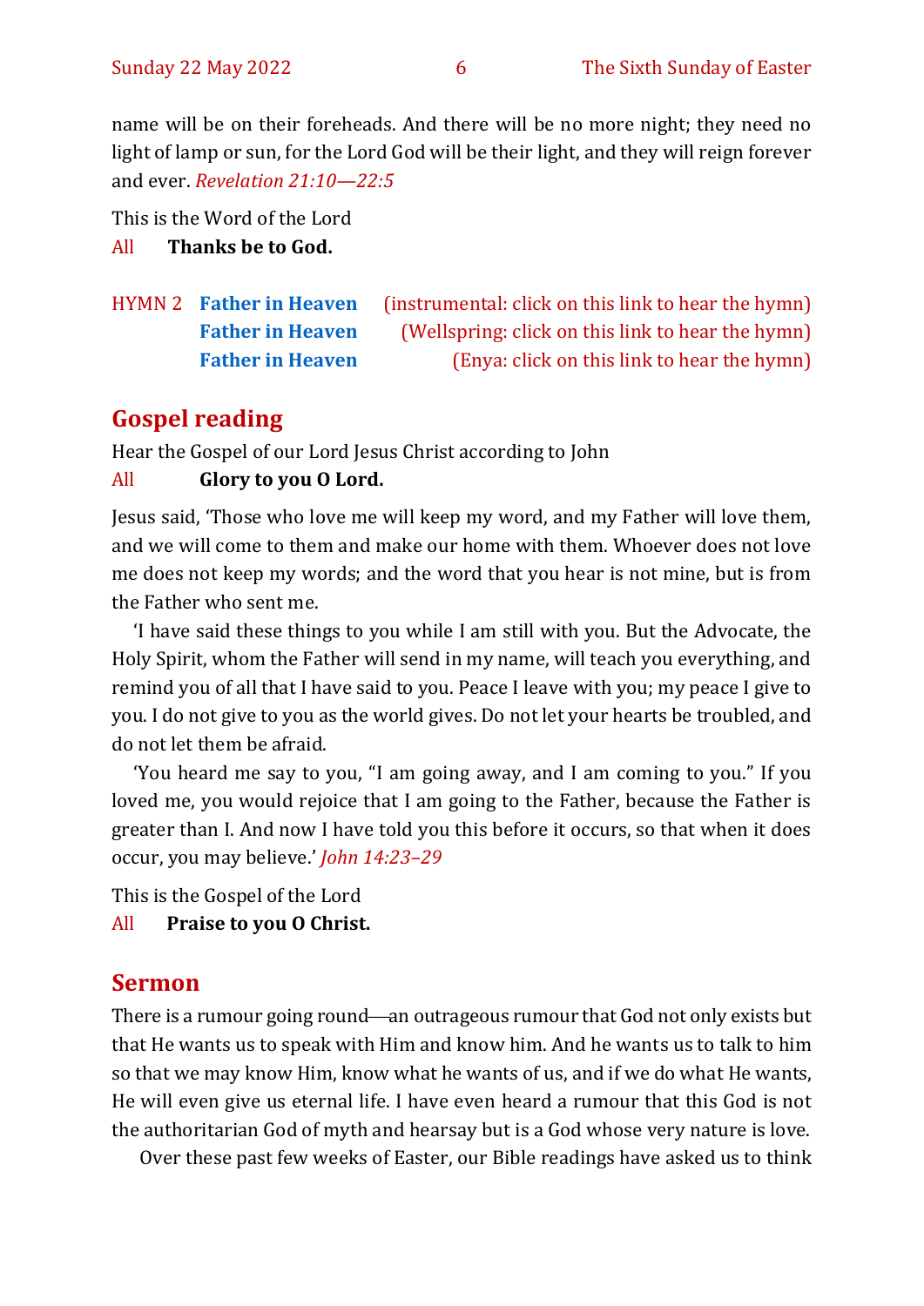name will be on their foreheads. And there will be no more night; they need no light of lamp or sun, for the Lord God will be their light, and they will reign forever and ever. *Revelation 21:10—22:5*

This is the Word of the Lord

All **Thanks be to God.**

HYMN 2 **Father in Heaven** (instrumental: click on this link to hear the hymn)
**Father in Heaven** (Wellspring: click on this link to hear the hymn)
**Father in Heaven** (Enya: click on this link to hear the hymn)

## Gospel reading

Hear the Gospel of our Lord Jesus Christ according to John

All **Glory to you O Lord.**

Jesus said, 'Those who love me will keep my word, and my Father will love them, and we will come to them and make our home with them. Whoever does not love me does not keep my words; and the word that you hear is not mine, but is from the Father who sent me.

'I have said these things to you while I am still with you. But the Advocate, the Holy Spirit, whom the Father will send in my name, will teach you everything, and remind you of all that I have said to you. Peace I leave with you; my peace I give to you. I do not give to you as the world gives. Do not let your hearts be troubled, and do not let them be afraid.

'You heard me say to you, "I am going away, and I am coming to you." If you loved me, you would rejoice that I am going to the Father, because the Father is greater than I. And now I have told you this before it occurs, so that when it does occur, you may believe.' *John 14:23–29*

This is the Gospel of the Lord

All **Praise to you O Christ.**

## Sermon

There is a rumour going round—an outrageous rumour that God not only exists but that He wants us to speak with Him and know him. And he wants us to talk to him so that we may know Him, know what he wants of us, and if we do what He wants, He will even give us eternal life. I have even heard a rumour that this God is not the authoritarian God of myth and hearsay but is a God whose very nature is love.

Over these past few weeks of Easter, our Bible readings have asked us to think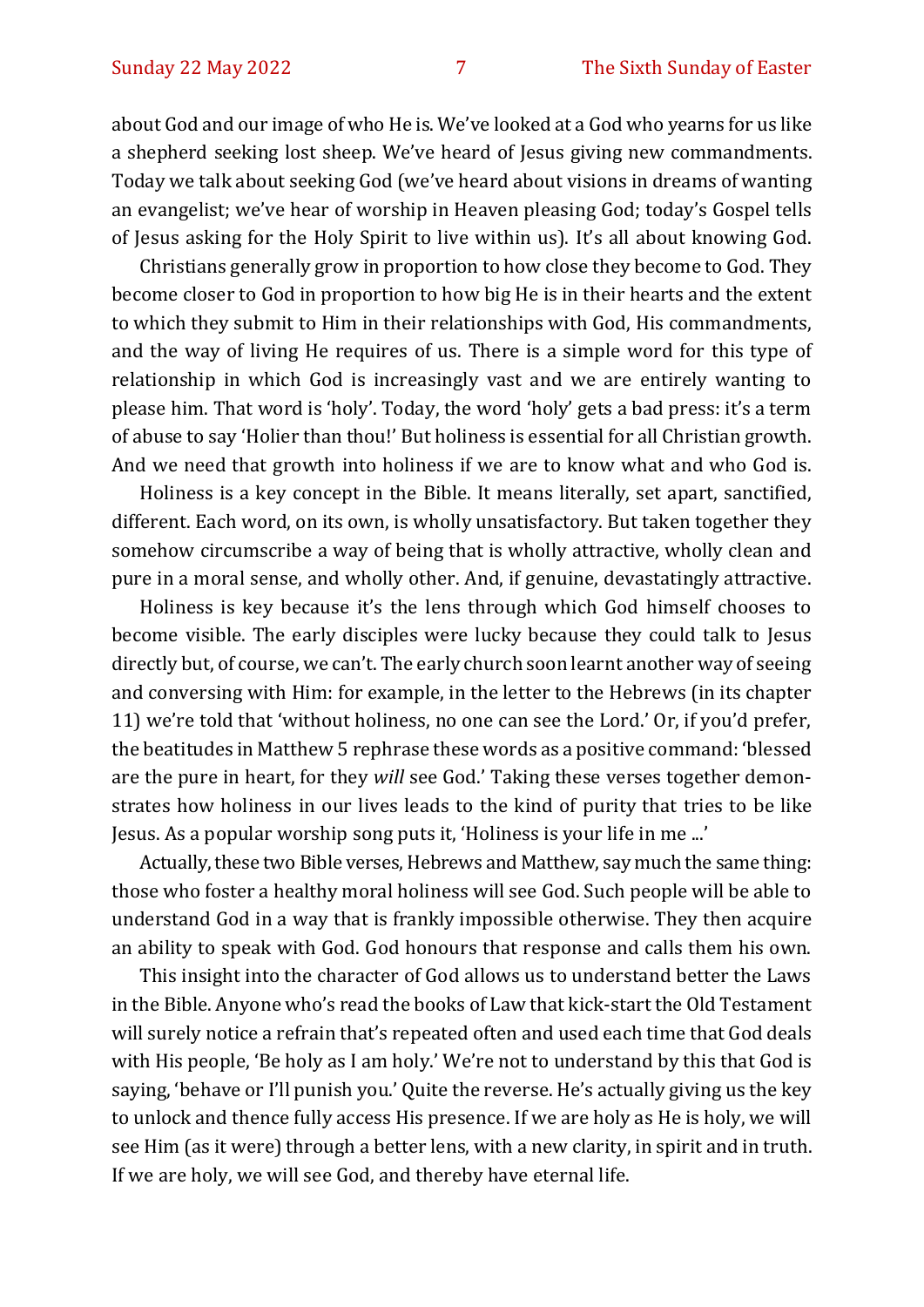about God and our image of who He is. We've looked at a God who yearns for us like a shepherd seeking lost sheep. We've heard of Jesus giving new commandments. Today we talk about seeking God (we've heard about visions in dreams of wanting an evangelist; we've hear of worship in Heaven pleasing God; today's Gospel tells of Jesus asking for the Holy Spirit to live within us). It's all about knowing God.

Christians generally grow in proportion to how close they become to God. They become closer to God in proportion to how big He is in their hearts and the extent to which they submit to Him in their relationships with God, His commandments, and the way of living He requires of us. There is a simple word for this type of relationship in which God is increasingly vast and we are entirely wanting to please him. That word is 'holy'. Today, the word 'holy' gets a bad press: it's a term of abuse to say 'Holier than thou!' But holiness is essential for all Christian growth. And we need that growth into holiness if we are to know what and who God is.

Holiness is a key concept in the Bible. It means literally, set apart, sanctified, different. Each word, on its own, is wholly unsatisfactory. But taken together they somehow circumscribe a way of being that is wholly attractive, wholly clean and pure in a moral sense, and wholly other. And, if genuine, devastatingly attractive.

Holiness is key because it's the lens through which God himself chooses to become visible. The early disciples were lucky because they could talk to Jesus directly but, of course, we can't. The early church soon learnt another way of seeing and conversing with Him: for example, in the letter to the Hebrews (in its chapter 11) we're told that 'without holiness, no one can see the Lord.' Or, if you'd prefer, the beatitudes in Matthew 5 rephrase these words as a positive command: 'blessed are the pure in heart, for they *will* see God.' Taking these verses together demonstrates how holiness in our lives leads to the kind of purity that tries to be like Jesus. As a popular worship song puts it, 'Holiness is your life in me ...'

Actually, these two Bible verses, Hebrews and Matthew, say much the same thing: those who foster a healthy moral holiness will see God. Such people will be able to understand God in a way that is frankly impossible otherwise. They then acquire an ability to speak with God. God honours that response and calls them his own.

This insight into the character of God allows us to understand better the Laws in the Bible. Anyone who's read the books of Law that kick-start the Old Testament will surely notice a refrain that's repeated often and used each time that God deals with His people, 'Be holy as I am holy.' We're not to understand by this that God is saying, 'behave or I'll punish you.' Quite the reverse. He's actually giving us the key to unlock and thence fully access His presence. If we are holy as He is holy, we will see Him (as it were) through a better lens, with a new clarity, in spirit and in truth. If we are holy, we will see God, and thereby have eternal life.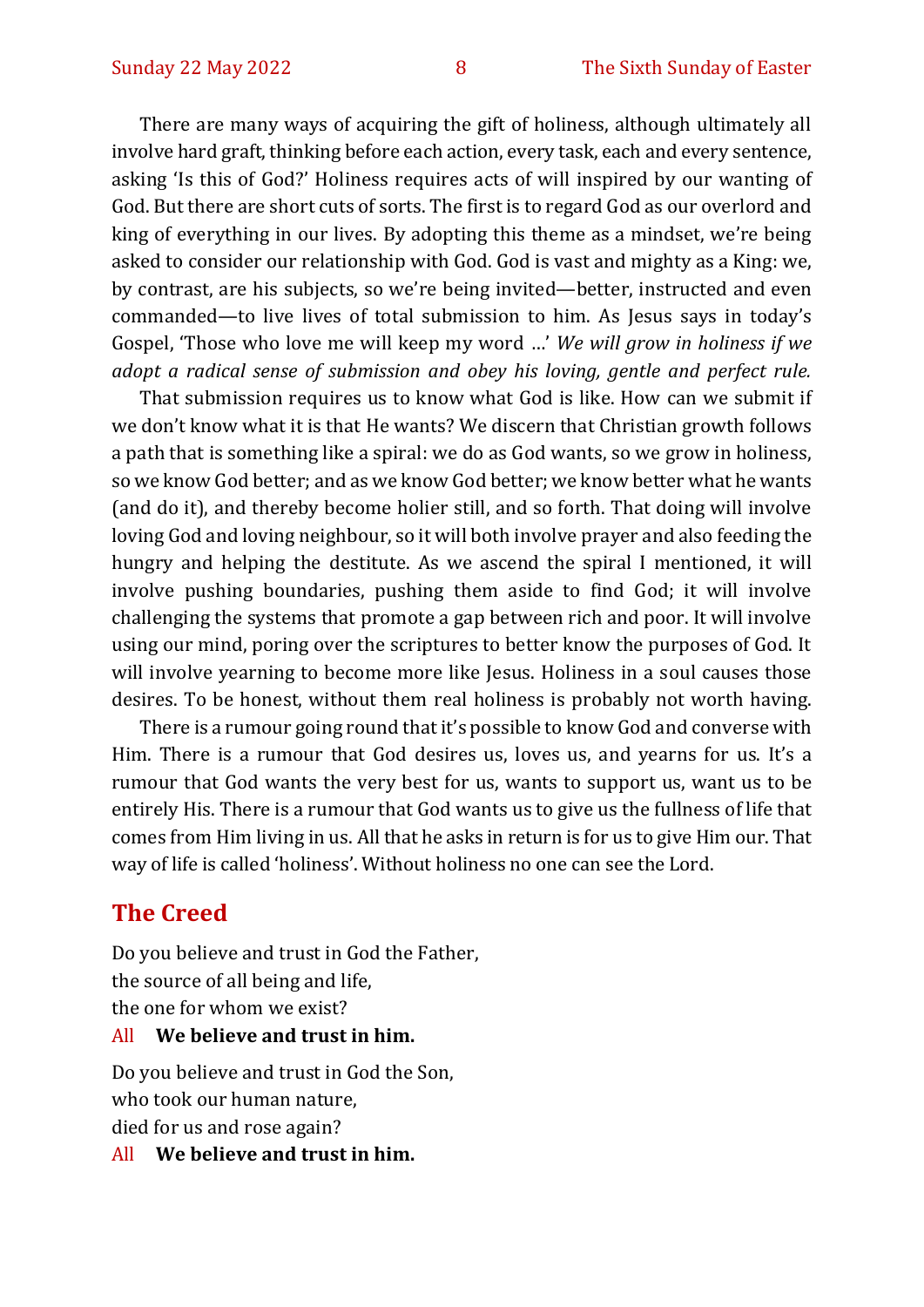There are many ways of acquiring the gift of holiness, although ultimately all involve hard graft, thinking before each action, every task, each and every sentence, asking 'Is this of God?' Holiness requires acts of will inspired by our wanting of God. But there are short cuts of sorts. The first is to regard God as our overlord and king of everything in our lives. By adopting this theme as a mindset, we're being asked to consider our relationship with God. God is vast and mighty as a King: we, by contrast, are his subjects, so we're being invited—better, instructed and even commanded—to live lives of total submission to him. As Jesus says in today's Gospel, 'Those who love me will keep my word …' *We will grow in holiness if we adopt a radical sense of submission and obey his loving, gentle and perfect rule.*

That submission requires us to know what God is like. How can we submit if we don't know what it is that He wants? We discern that Christian growth follows a path that is something like a spiral: we do as God wants, so we grow in holiness, so we know God better; and as we know God better; we know better what he wants (and do it), and thereby become holier still, and so forth. That doing will involve loving God and loving neighbour, so it will both involve prayer and also feeding the hungry and helping the destitute. As we ascend the spiral I mentioned, it will involve pushing boundaries, pushing them aside to find God; it will involve challenging the systems that promote a gap between rich and poor. It will involve using our mind, poring over the scriptures to better know the purposes of God. It will involve yearning to become more like Jesus. Holiness in a soul causes those desires. To be honest, without them real holiness is probably not worth having.

There is a rumour going round that it's possible to know God and converse with Him. There is a rumour that God desires us, loves us, and yearns for us. It's a rumour that God wants the very best for us, wants to support us, want us to be entirely His. There is a rumour that God wants us to give us the fullness of life that comes from Him living in us. All that he asks in return is for us to give Him our. That way of life is called 'holiness'. Without holiness no one can see the Lord.

## The Creed

Do you believe and trust in God the Father,
the source of all being and life,
the one for whom we exist?

All **We believe and trust in him.**

Do you believe and trust in God the Son,
who took our human nature,
died for us and rose again?

All **We believe and trust in him.**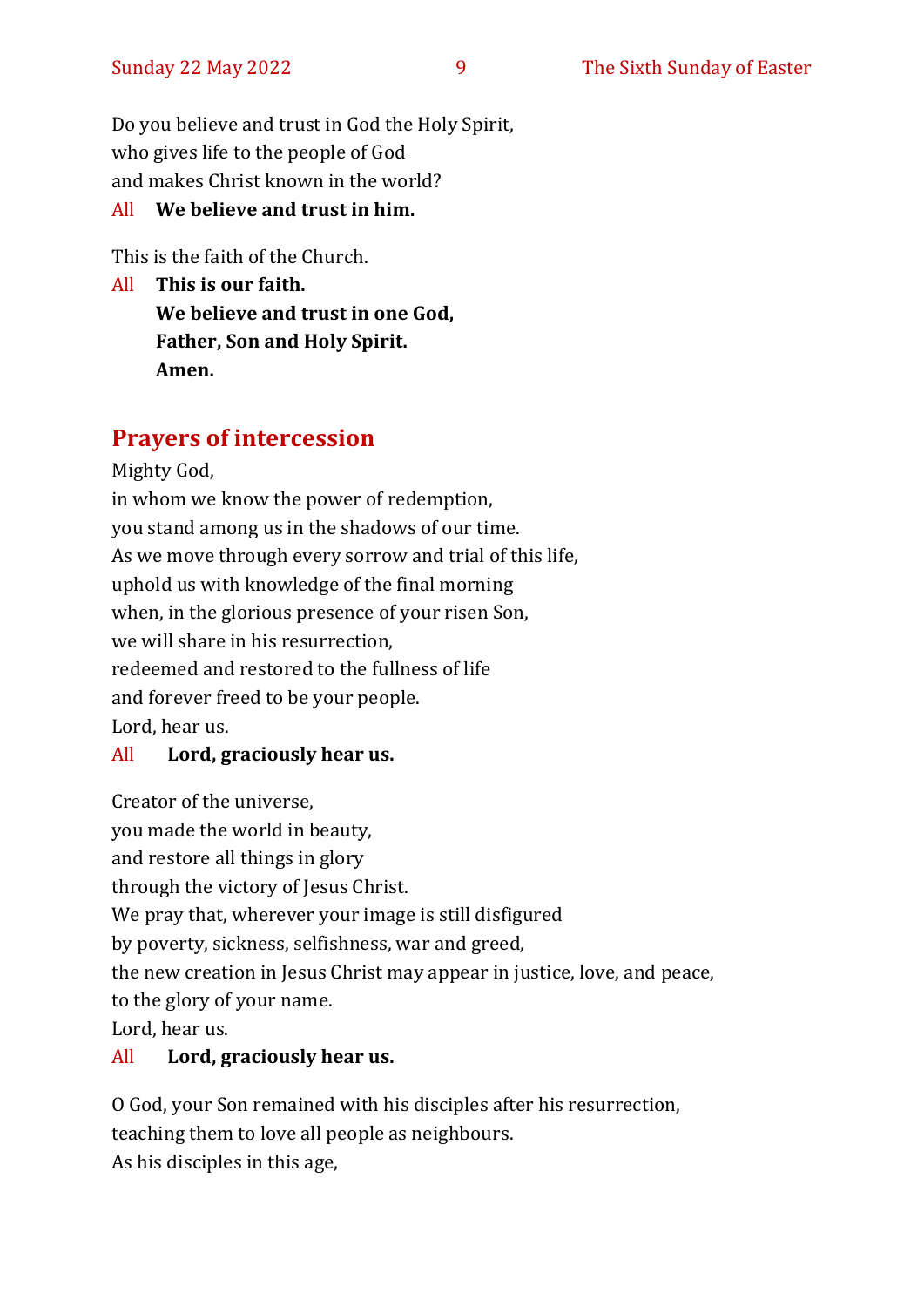Do you believe and trust in God the Holy Spirit,
who gives life to the people of God
and makes Christ known in the world?

All **We believe and trust in him.**

This is the faith of the Church.

All **This is our faith.**
**We believe and trust in one God,**
**Father, Son and Holy Spirit.**
**Amen.**

## Prayers of intercession

Mighty God,
in whom we know the power of redemption,
you stand among us in the shadows of our time.
As we move through every sorrow and trial of this life,
uphold us with knowledge of the final morning
when, in the glorious presence of your risen Son,
we will share in his resurrection,
redeemed and restored to the fullness of life
and forever freed to be your people.
Lord, hear us.

All **Lord, graciously hear us.**

Creator of the universe,
you made the world in beauty,
and restore all things in glory
through the victory of Jesus Christ.
We pray that, wherever your image is still disfigured
by poverty, sickness, selfishness, war and greed,
the new creation in Jesus Christ may appear in justice, love, and peace,
to the glory of your name.
Lord, hear us.

All **Lord, graciously hear us.**

O God, your Son remained with his disciples after his resurrection,
teaching them to love all people as neighbours.
As his disciples in this age,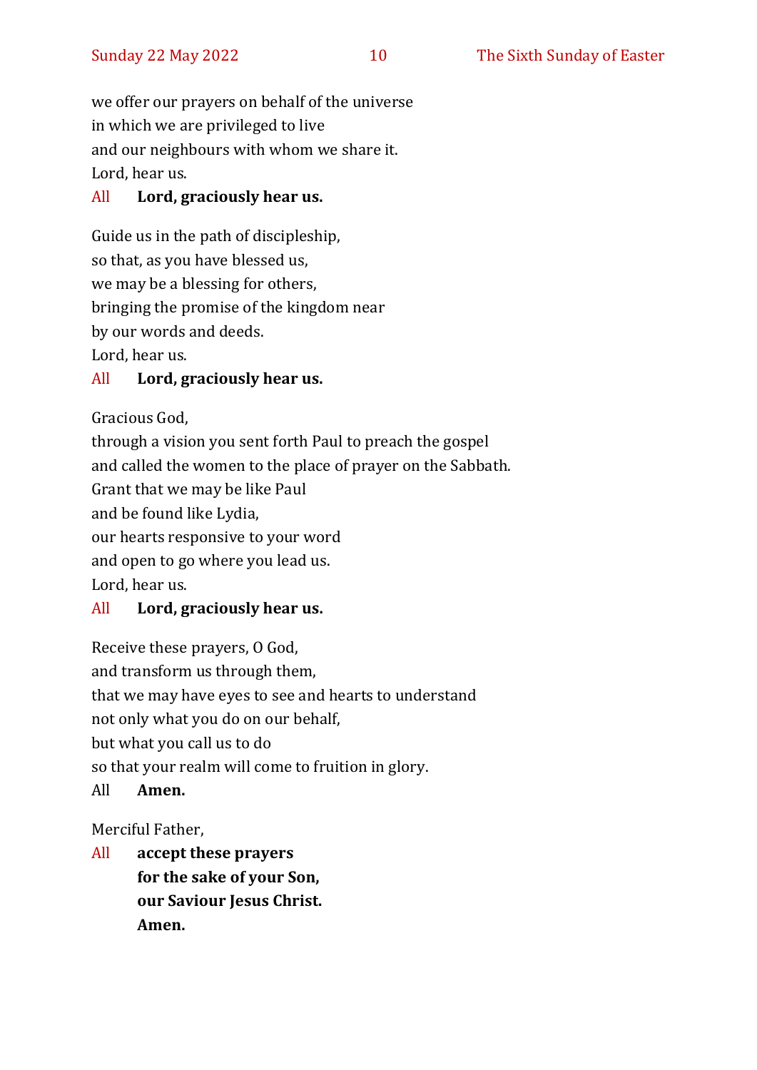we offer our prayers on behalf of the universe
in which we are privileged to live
and our neighbours with whom we share it.
Lord, hear us.

All **Lord, graciously hear us.**

Guide us in the path of discipleship,
so that, as you have blessed us,
we may be a blessing for others,
bringing the promise of the kingdom near
by our words and deeds.
Lord, hear us.

All **Lord, graciously hear us.**

Gracious God,
through a vision you sent forth Paul to preach the gospel
and called the women to the place of prayer on the Sabbath.
Grant that we may be like Paul
and be found like Lydia,
our hearts responsive to your word
and open to go where you lead us.
Lord, hear us.

All **Lord, graciously hear us.**

Receive these prayers, O God,
and transform us through them,
that we may have eyes to see and hearts to understand
not only what you do on our behalf,
but what you call us to do
so that your realm will come to fruition in glory.

All **Amen.**

Merciful Father,

All **accept these prayers**
**for the sake of your Son,**
**our Saviour Jesus Christ.**
**Amen.**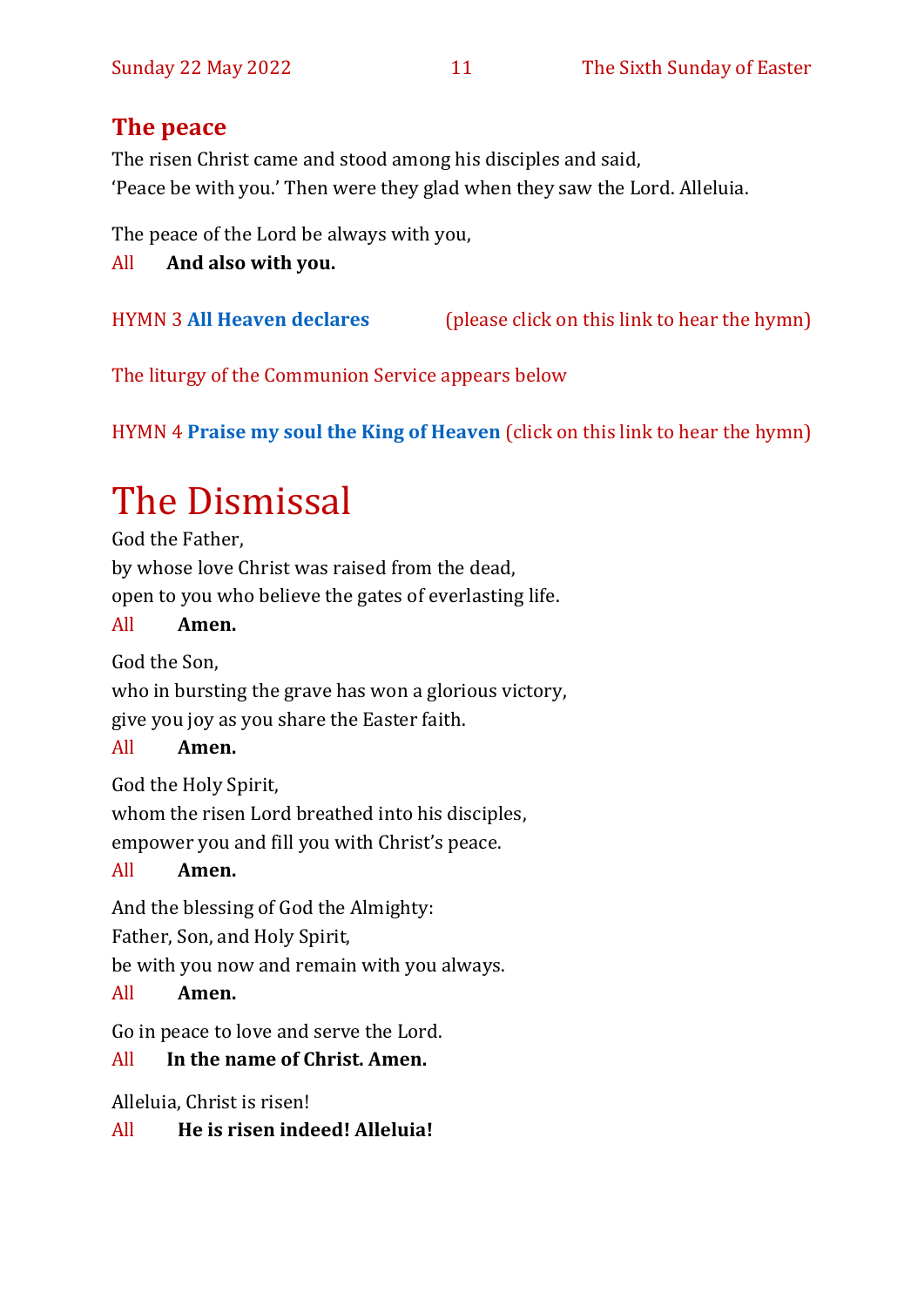## The peace

The risen Christ came and stood among his disciples and said,
'Peace be with you.' Then were they glad when they saw the Lord. Alleluia.

The peace of the Lord be always with you,
All **And also with you.**

HYMN 3 **All Heaven declares** (please click on this link to hear the hymn)

The liturgy of the Communion Service appears below

HYMN 4 **Praise my soul the King of Heaven** (click on this link to hear the hymn)

# The Dismissal

God the Father,
by whose love Christ was raised from the dead,
open to you who believe the gates of everlasting life.
All **Amen.**

God the Son,
who in bursting the grave has won a glorious victory,
give you joy as you share the Easter faith.
All **Amen.**

God the Holy Spirit,
whom the risen Lord breathed into his disciples,
empower you and fill you with Christ's peace.
All **Amen.**

And the blessing of God the Almighty:
Father, Son, and Holy Spirit,
be with you now and remain with you always.
All **Amen.**

Go in peace to love and serve the Lord.
All **In the name of Christ. Amen.**

Alleluia, Christ is risen!
All **He is risen indeed! Alleluia!**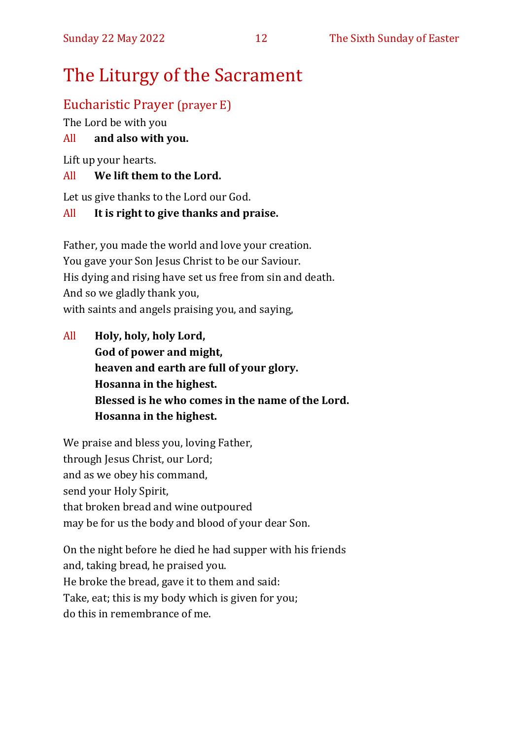# The Liturgy of the Sacrament

## Eucharistic Prayer (prayer E)

The Lord be with you

All **and also with you.**

Lift up your hearts.

All **We lift them to the Lord.**

Let us give thanks to the Lord our God.

All **It is right to give thanks and praise.**

Father, you made the world and love your creation.
You gave your Son Jesus Christ to be our Saviour.
His dying and rising have set us free from sin and death.
And so we gladly thank you,
with saints and angels praising you, and saying,

All **Holy, holy, holy Lord,**
**God of power and might,**
**heaven and earth are full of your glory.**
**Hosanna in the highest.**
**Blessed is he who comes in the name of the Lord.**
**Hosanna in the highest.**

We praise and bless you, loving Father,
through Jesus Christ, our Lord;
and as we obey his command,
send your Holy Spirit,
that broken bread and wine outpoured
may be for us the body and blood of your dear Son.

On the night before he died he had supper with his friends
and, taking bread, he praised you.
He broke the bread, gave it to them and said:
Take, eat; this is my body which is given for you;
do this in remembrance of me.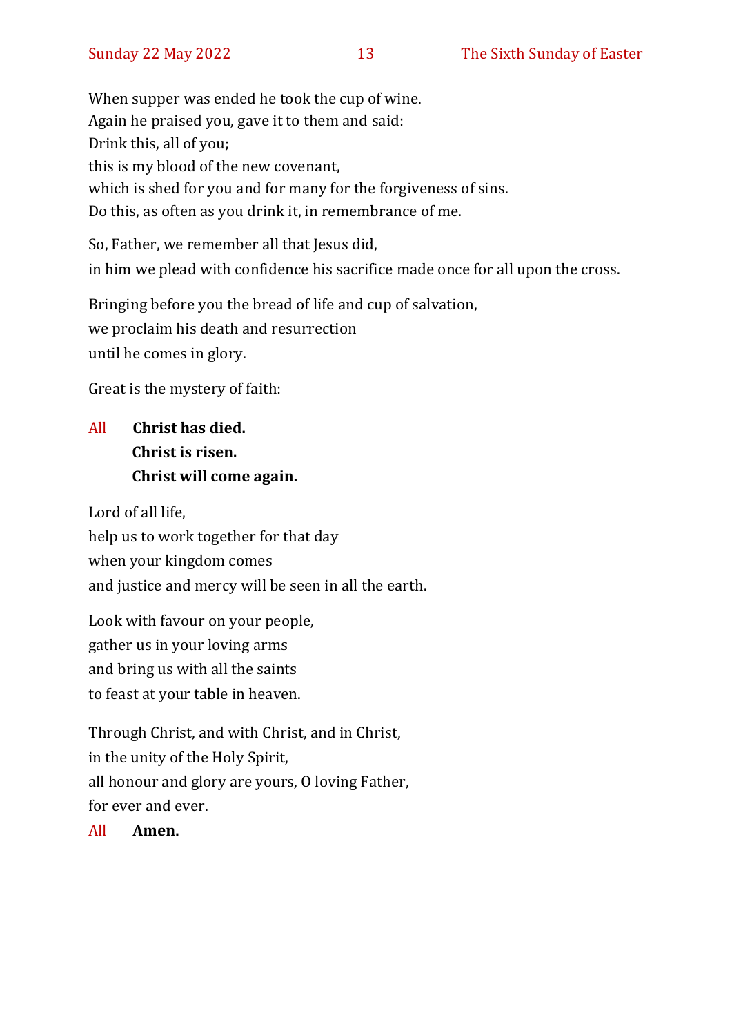When supper was ended he took the cup of wine.
Again he praised you, gave it to them and said:
Drink this, all of you;
this is my blood of the new covenant,
which is shed for you and for many for the forgiveness of sins.
Do this, as often as you drink it, in remembrance of me.

So, Father, we remember all that Jesus did,
in him we plead with confidence his sacrifice made once for all upon the cross.

Bringing before you the bread of life and cup of salvation,
we proclaim his death and resurrection
until he comes in glory.

Great is the mystery of faith:

All **Christ has died.**
**Christ is risen.**
**Christ will come again.**

Lord of all life,
help us to work together for that day
when your kingdom comes
and justice and mercy will be seen in all the earth.

Look with favour on your people,
gather us in your loving arms
and bring us with all the saints
to feast at your table in heaven.

Through Christ, and with Christ, and in Christ,
in the unity of the Holy Spirit,
all honour and glory are yours, O loving Father,
for ever and ever.

All **Amen.**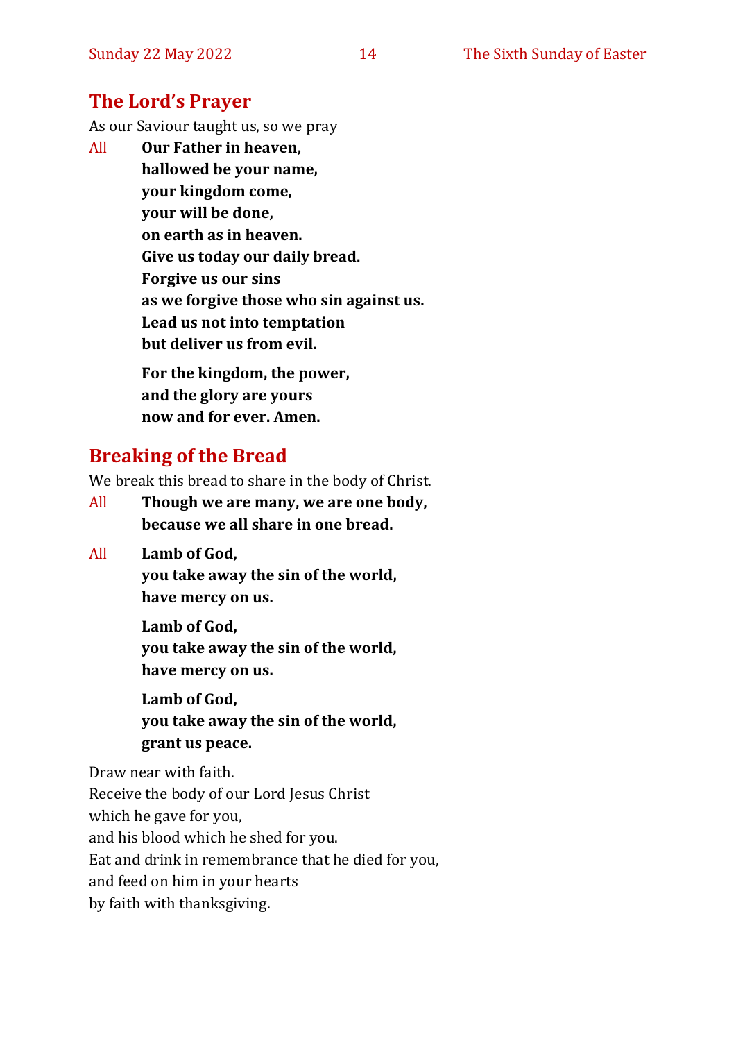## The Lord's Prayer

As our Saviour taught us, so we pray

All **Our Father in heaven,**
**hallowed be your name,**
**your kingdom come,**
**your will be done,**
**on earth as in heaven.**
**Give us today our daily bread.**
**Forgive us our sins**
**as we forgive those who sin against us.**
**Lead us not into temptation**
**but deliver us from evil.**

**For the kingdom, the power,**
**and the glory are yours**
**now and for ever. Amen.**

## Breaking of the Bread

We break this bread to share in the body of Christ.

All **Though we are many, we are one body,**
**because we all share in one bread.**

All **Lamb of God,**
**you take away the sin of the world,**
**have mercy on us.**

**Lamb of God,**
**you take away the sin of the world,**
**have mercy on us.**

**Lamb of God,**
**you take away the sin of the world,**
**grant us peace.**

Draw near with faith.
Receive the body of our Lord Jesus Christ
which he gave for you,
and his blood which he shed for you.
Eat and drink in remembrance that he died for you,
and feed on him in your hearts
by faith with thanksgiving.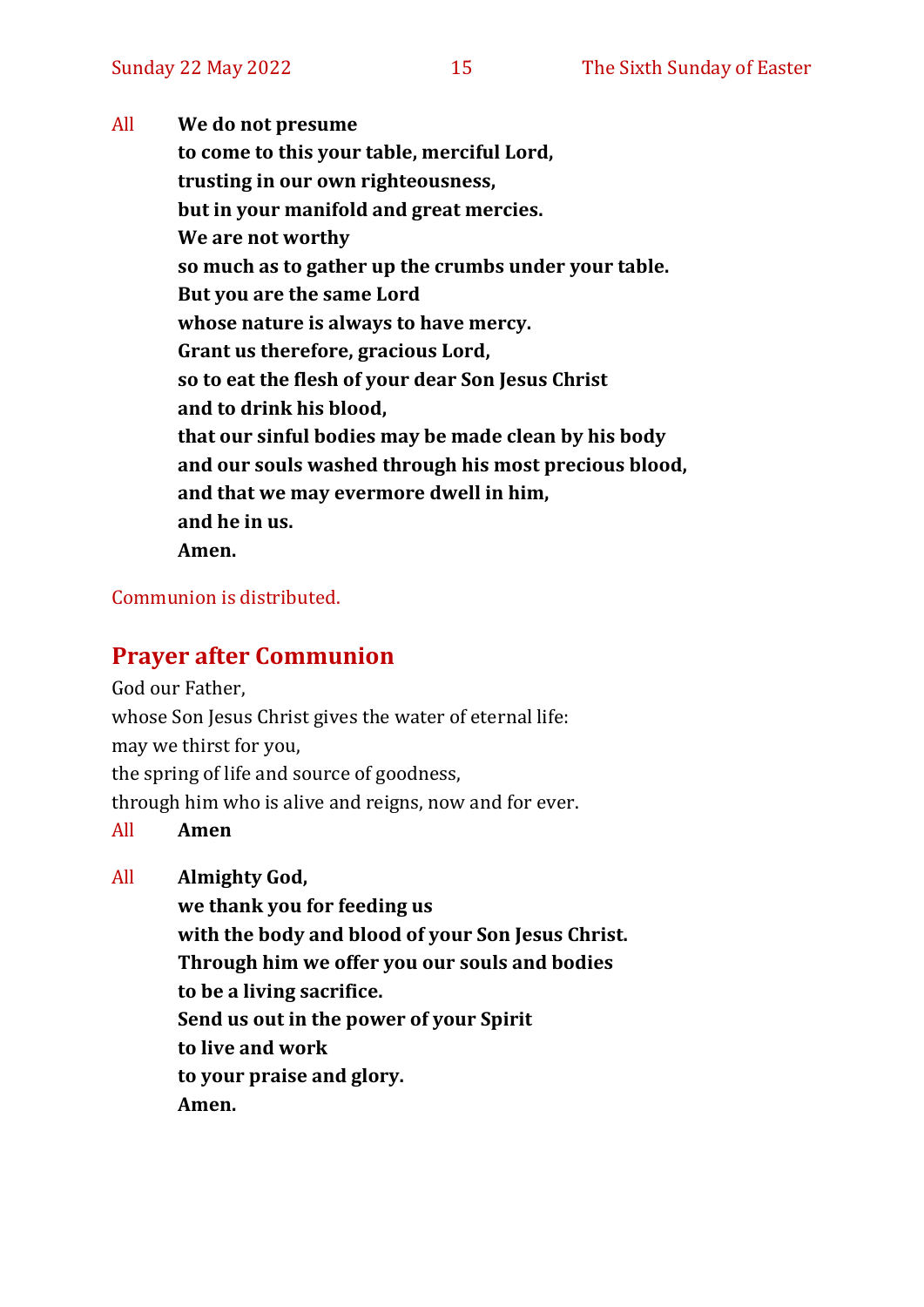All **We do not presume**
**to come to this your table, merciful Lord,**
**trusting in our own righteousness,**
**but in your manifold and great mercies.**
**We are not worthy**
**so much as to gather up the crumbs under your table.**
**But you are the same Lord**
**whose nature is always to have mercy.**
**Grant us therefore, gracious Lord,**
**so to eat the flesh of your dear Son Jesus Christ**
**and to drink his blood,**
**that our sinful bodies may be made clean by his body**
**and our souls washed through his most precious blood,**
**and that we may evermore dwell in him,**
**and he in us.**
**Amen.**

Communion is distributed.

## Prayer after Communion

God our Father,
whose Son Jesus Christ gives the water of eternal life:
may we thirst for you,
the spring of life and source of goodness,
through him who is alive and reigns, now and for ever.

All **Amen**

All **Almighty God,**
**we thank you for feeding us**
**with the body and blood of your Son Jesus Christ.**
**Through him we offer you our souls and bodies**
**to be a living sacrifice.**
**Send us out in the power of your Spirit**
**to live and work**
**to your praise and glory.**
**Amen.**